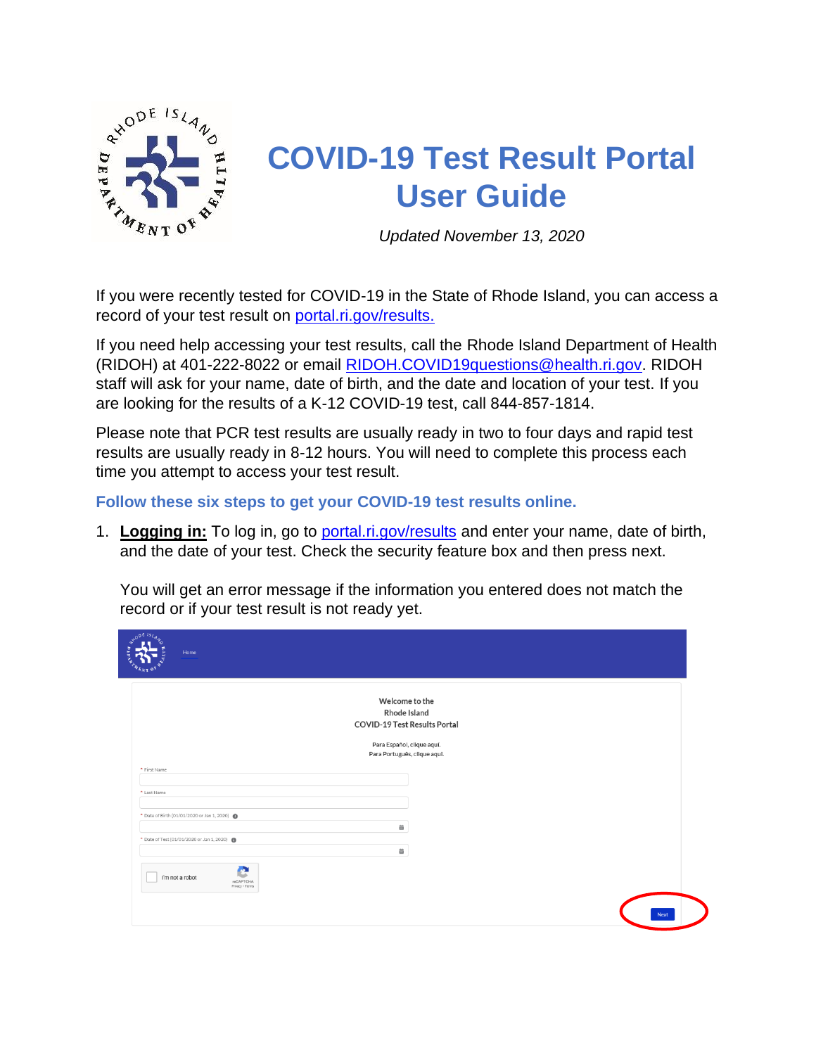# COVID-19 Test Result Portal User Guide

*Updated November 13, 2020*

If you were recently tested for COVID-19 in the State of Rhode Island, you can access a record of your test result on [portal.ri.gov/results.](portal.ri.gov/results)

If you need help accessing your test results, call the Rhode Island Department of Health (RIDOH) at 401-222-8022 or email [RIDOH.COVID19questions@health.ri.gov](mailto:RIDOH.COVID19questions@health.ri.gov). RIDOH staff will ask for your name, date of birth, and the date and location of your test. If you are looking for the results of a K-12 COVID-19 test, call 844-857-1814.

Please note that PCR test results are usually ready in two to four days and rapid test results are usually ready in 8-12 hours. You will need to complete this process each time you attempt to access your test result.

### Follow these six steps to get your COVID-19 test results online.

1. **Logging in:** To log in, go to [portal.ri.gov/results](portal.ri.gov/results) and enter your name, date of birth, and the date of your test. Check the security feature box and then press next.

   You will get an error message if the information you entered does not match the record or if your test result is not ready yet.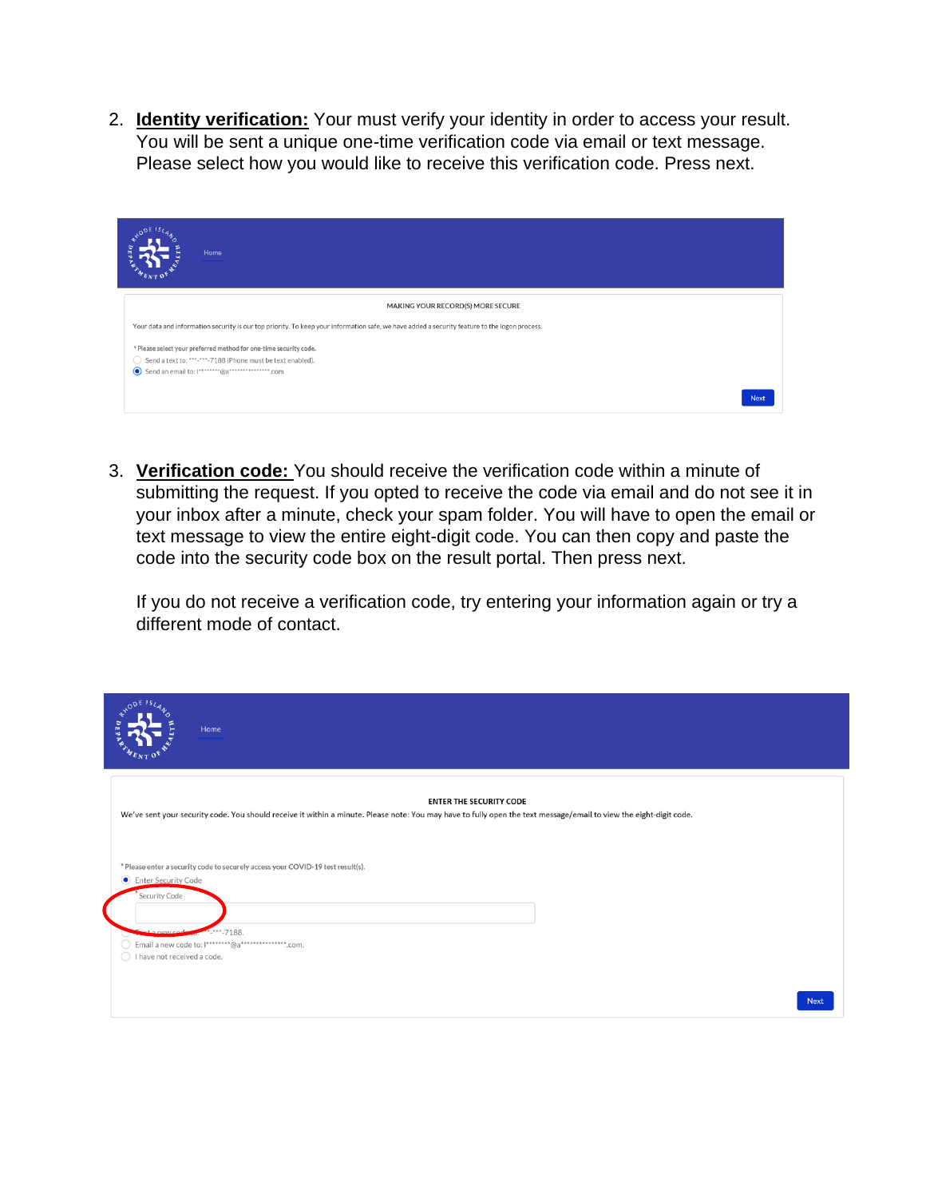2. **Identity verification:** Your must verify your identity in order to access your result. You will be sent a unique one-time verification code via email or text message. Please select how you would like to receive this verification code. Press next.

3. **Verification code:** You should receive the verification code within a minute of submitting the request. If you opted to receive the code via email and do not see it in your inbox after a minute, check your spam folder. You will have to open the email or text message to view the entire eight-digit code. You can then copy and paste the code into the security code box on the result portal. Then press next.

   If you do not receive a verification code, try entering your information again or try a different mode of contact.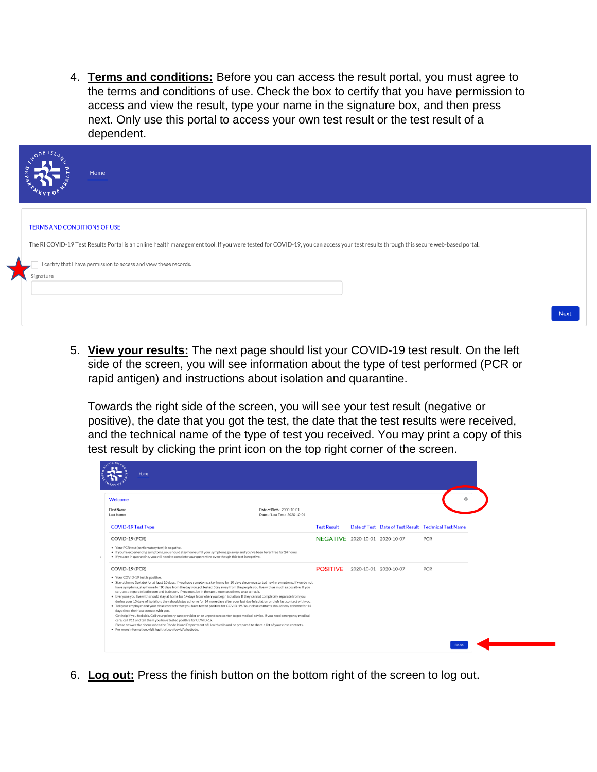4. **Terms and conditions:** Before you can access the result portal, you must agree to the terms and conditions of use. Check the box to certify that you have permission to access and view the result, type your name in the signature box, and then press next. Only use this portal to access your own test result or the test result of a dependent.

5. **View your results:** The next page should list your COVID-19 test result. On the left side of the screen, you will see information about the type of test performed (PCR or rapid antigen) and instructions about isolation and quarantine.

   Towards the right side of the screen, you will see your test result (negative or positive), the date that you got the test, the date that the test results were received, and the technical name of the type of test you received. You may print a copy of this test result by clicking the print icon on the top right corner of the screen.

6. **Log out:** Press the finish button on the bottom right of the screen to log out.